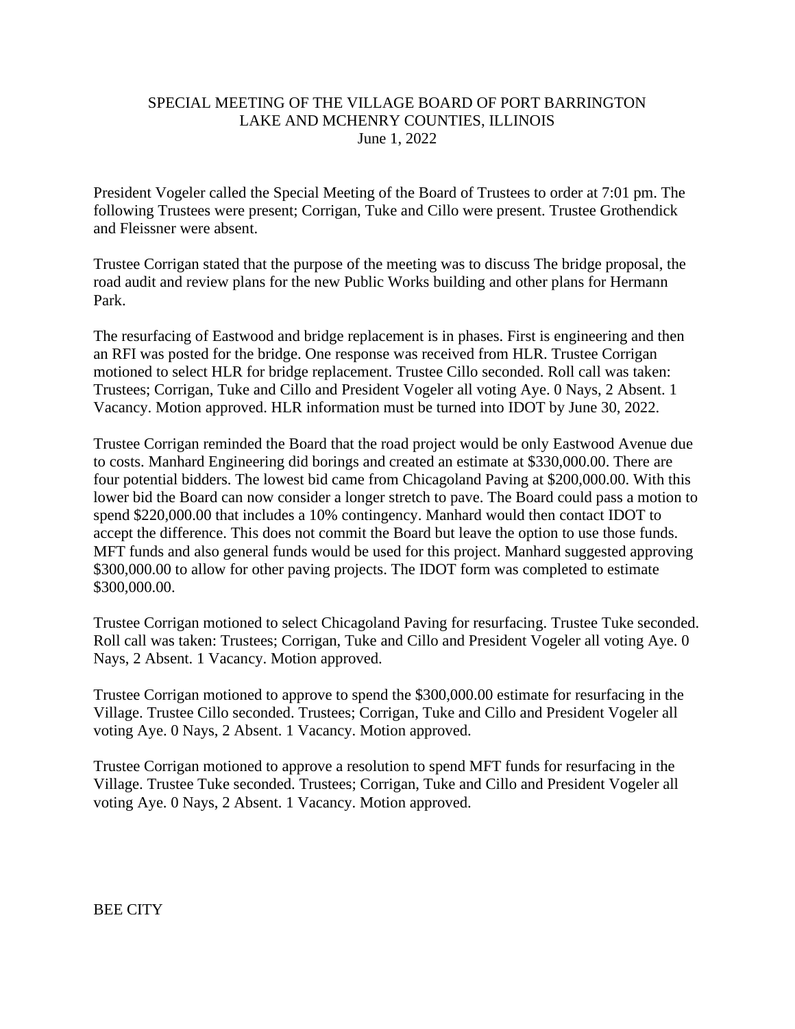# SPECIAL MEETING OF THE VILLAGE BOARD OF PORT BARRINGTON
## LAKE AND MCHENRY COUNTIES, ILLINOIS
### June 1, 2022

President Vogeler called the Special Meeting of the Board of Trustees to order at 7:01 pm. The following Trustees were present; Corrigan, Tuke and Cillo were present. Trustee Grothendick and Fleissner were absent.

Trustee Corrigan stated that the purpose of the meeting was to discuss The bridge proposal, the road audit and review plans for the new Public Works building and other plans for Hermann Park.

The resurfacing of Eastwood and bridge replacement is in phases. First is engineering and then an RFI was posted for the bridge. One response was received from HLR. Trustee Corrigan motioned to select HLR for bridge replacement. Trustee Cillo seconded. Roll call was taken: Trustees; Corrigan, Tuke and Cillo and President Vogeler all voting Aye. 0 Nays, 2 Absent. 1 Vacancy. Motion approved. HLR information must be turned into IDOT by June 30, 2022.

Trustee Corrigan reminded the Board that the road project would be only Eastwood Avenue due to costs. Manhard Engineering did borings and created an estimate at $330,000.00. There are four potential bidders. The lowest bid came from Chicagoland Paving at $200,000.00. With this lower bid the Board can now consider a longer stretch to pave. The Board could pass a motion to spend $220,000.00 that includes a 10% contingency. Manhard would then contact IDOT to accept the difference. This does not commit the Board but leave the option to use those funds. MFT funds and also general funds would be used for this project. Manhard suggested approving $300,000.00 to allow for other paving projects. The IDOT form was completed to estimate $300,000.00.

Trustee Corrigan motioned to select Chicagoland Paving for resurfacing. Trustee Tuke seconded. Roll call was taken: Trustees; Corrigan, Tuke and Cillo and President Vogeler all voting Aye. 0 Nays, 2 Absent. 1 Vacancy. Motion approved.

Trustee Corrigan motioned to approve to spend the $300,000.00 estimate for resurfacing in the Village. Trustee Cillo seconded. Trustees; Corrigan, Tuke and Cillo and President Vogeler all voting Aye. 0 Nays, 2 Absent. 1 Vacancy. Motion approved.

Trustee Corrigan motioned to approve a resolution to spend MFT funds for resurfacing in the Village. Trustee Tuke seconded. Trustees; Corrigan, Tuke and Cillo and President Vogeler all voting Aye. 0 Nays, 2 Absent. 1 Vacancy. Motion approved.

BEE CITY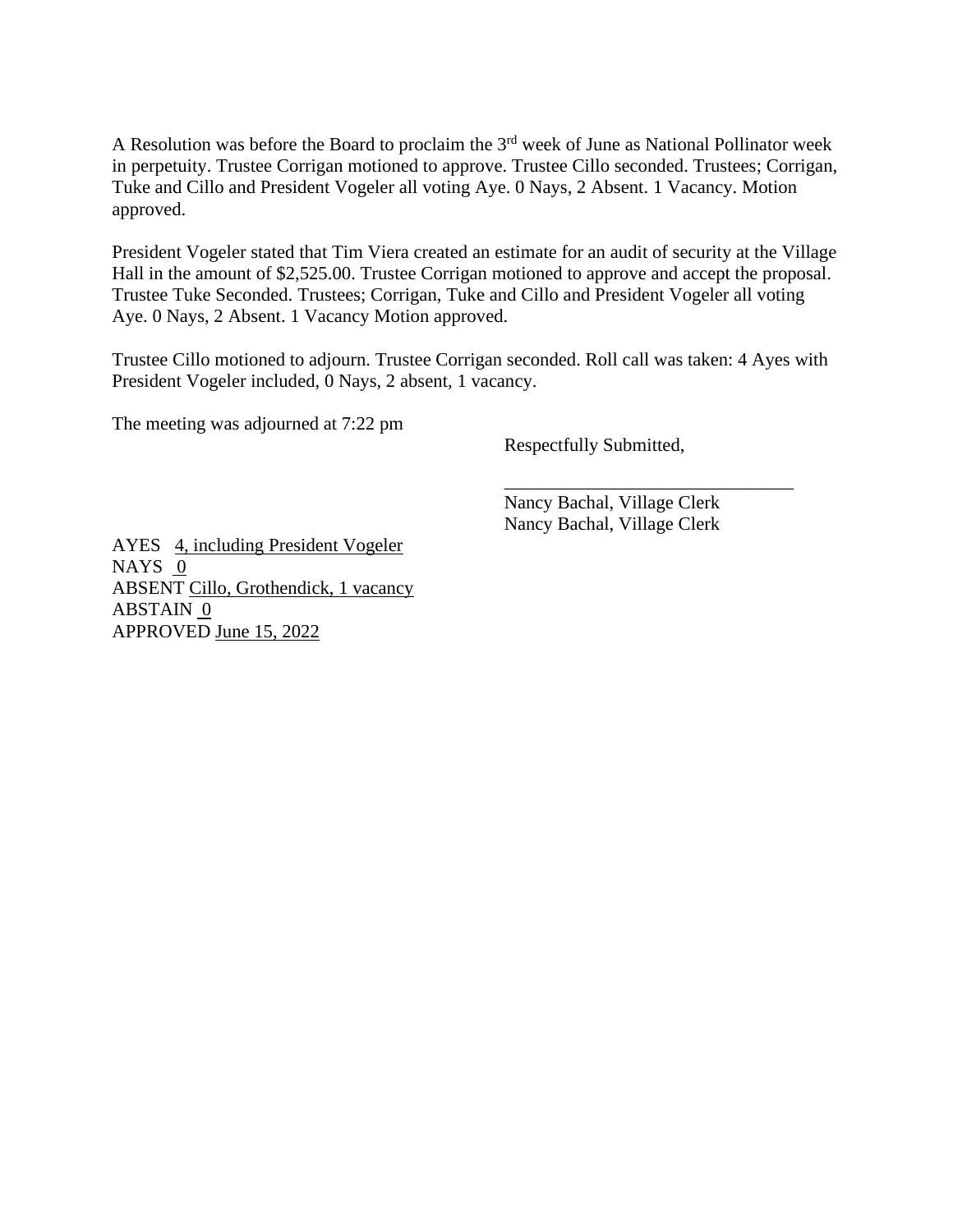A Resolution was before the Board to proclaim the 3rd week of June as National Pollinator week in perpetuity. Trustee Corrigan motioned to approve. Trustee Cillo seconded. Trustees; Corrigan, Tuke and Cillo and President Vogeler all voting Aye. 0 Nays, 2 Absent. 1 Vacancy. Motion approved.

President Vogeler stated that Tim Viera created an estimate for an audit of security at the Village Hall in the amount of $2,525.00. Trustee Corrigan motioned to approve and accept the proposal. Trustee Tuke Seconded. Trustees; Corrigan, Tuke and Cillo and President Vogeler all voting Aye. 0 Nays, 2 Absent. 1 Vacancy Motion approved.

Trustee Cillo motioned to adjourn. Trustee Corrigan seconded. Roll call was taken: 4 Ayes with President Vogeler included, 0 Nays, 2 absent, 1 vacancy.

The meeting was adjourned at 7:22 pm

Respectfully Submitted,

_______________________________
Nancy Bachal, Village Clerk
Nancy Bachal, Village Clerk

AYES 4, including President Vogeler
NAYS 0
ABSENT Cillo, Grothendick, 1 vacancy
ABSTAIN 0
APPROVED June 15, 2022